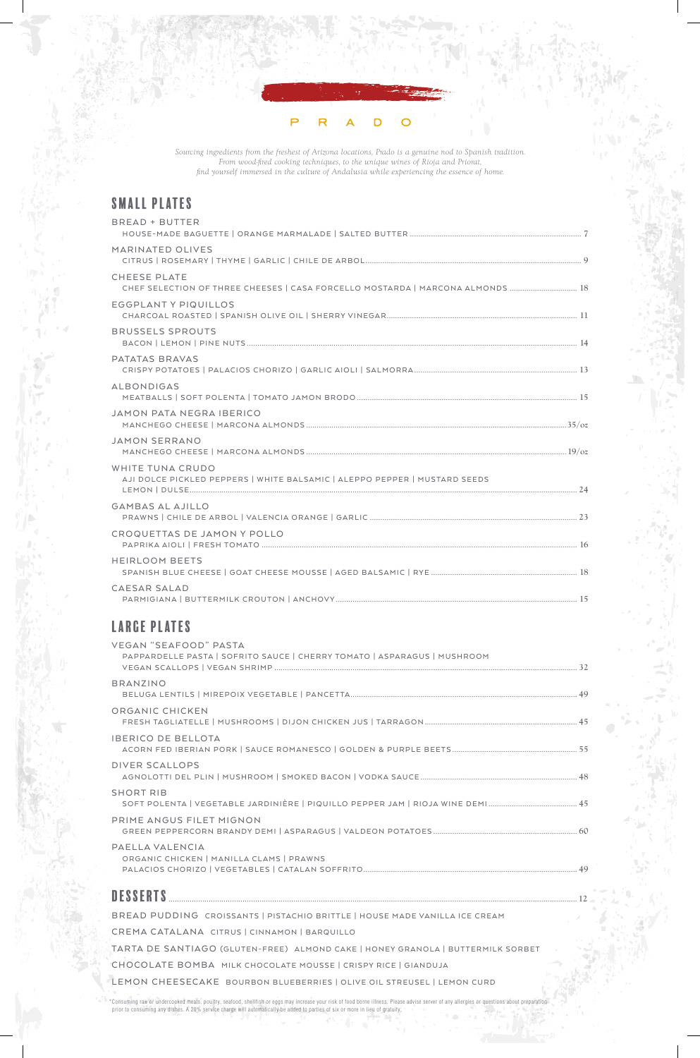# PRADO

*Sourcing ingredients from the freshest of Arizona locations, Prado is a genuine nod to Spanish tradition. From wood-fired cooking techniques, to the unique wines of Rioja and Priorat, find yourself immersed in the culture of Andalusia while experiencing the essence of home.*

## SMALL PLATES

**BREAD + BUTTER**
HOUSE-MADE BAGUETTE | ORANGE MARMALADE | SALTED BUTTER .......... 7

**MARINATED OLIVES**
CITRUS | ROSEMARY | THYME | GARLIC | CHILE DE ARBOL .......... 9

**CHEESE PLATE**
CHEF SELECTION OF THREE CHEESES | CASA FORCELLO MOSTARDA | MARCONA ALMONDS .......... 18

**EGGPLANT Y PIQUILLOS**
CHARCOAL ROASTED | SPANISH OLIVE OIL | SHERRY VINEGAR .......... 11

**BRUSSELS SPROUTS**
BACON | LEMON | PINE NUTS .......... 14

**PATATAS BRAVAS**
CRISPY POTATOES | PALACIOS CHORIZO | GARLIC AIOLI | SALMORRA .......... 13

**ALBONDIGAS**
MEATBALLS | SOFT POLENTA | TOMATO JAMON BRODO .......... 15

**JAMON PATA NEGRA IBERICO**
MANCHEGO CHEESE | MARCONA ALMONDS .......... 35/oz

**JAMON SERRANO**
MANCHEGO CHEESE | MARCONA ALMONDS .......... 19/oz

**WHITE TUNA CRUDO**
AJI DOLCE PICKLED PEPPERS | WHITE BALSAMIC | ALEPPO PEPPER | MUSTARD SEEDS LEMON | DULSE .......... 24

**GAMBAS AL AJILLO**
PRAWNS | CHILE DE ARBOL | VALENCIA ORANGE | GARLIC .......... 23

**CROQUETTAS DE JAMON Y POLLO**
PAPRIKA AIOLI | FRESH TOMATO .......... 16

**HEIRLOOM BEETS**
SPANISH BLUE CHEESE | GOAT CHEESE MOUSSE | AGED BALSAMIC | RYE .......... 18

**CAESAR SALAD**
PARMIGIANA | BUTTERMILK CROUTON | ANCHOVY .......... 15

## LARGE PLATES

**VEGAN "SEAFOOD" PASTA**
PAPPARDELLE PASTA | SOFRITO SAUCE | CHERRY TOMATO | ASPARAGUS | MUSHROOM VEGAN SCALLOPS | VEGAN SHRIMP .......... 32

**BRANZINO**
BELUGA LENTILS | MIREPOIX VEGETABLE | PANCETTA .......... 49

**ORGANIC CHICKEN**
FRESH TAGLIATELLE | MUSHROOMS | DIJON CHICKEN JUS | TARRAGON .......... 45

**IBERICO DE BELLOTA**
ACORN FED IBERIAN PORK | SAUCE ROMANESCO | GOLDEN & PURPLE BEETS .......... 55

**DIVER SCALLOPS**
AGNOLOTTI DEL PLIN | MUSHROOM | SMOKED BACON | VODKA SAUCE .......... 48

**SHORT RIB**
SOFT POLENTA | VEGETABLE JARDINIÈRE | PIQUILLO PEPPER JAM | RIOJA WINE DEMI .......... 45

**PRIME ANGUS FILET MIGNON**
GREEN PEPPERCORN BRANDY DEMI | ASPARAGUS | VALDEON POTATOES .......... 60

**PAELLA VALENCIA**
ORGANIC CHICKEN | MANILLA CLAMS | PRAWNS PALACIOS CHORIZO | VEGETABLES | CATALAN SOFFRITO .......... 49

## DESSERTS .......... 12

**BREAD PUDDING** CROISSANTS | PISTACHIO BRITTLE | HOUSE MADE VANILLA ICE CREAM

**CREMA CATALANA** CITRUS | CINNAMON | BARQUILLO

**TARTA DE SANTIAGO** (GLUTEN-FREE) ALMOND CAKE | HONEY GRANOLA | BUTTERMILK SORBET

**CHOCOLATE BOMBA** MILK CHOCOLATE MOUSSE | CRISPY RICE | GIANDUJA

**LEMON CHEESECAKE** BOURBON BLUEBERRIES | OLIVE OIL STREUSEL | LEMON CURD

*Consuming raw or undercooked meats, poultry, seafood, shellfish or eggs may increase your risk of food borne illness. Please advise server of any allergies or questions about preparation prior to consuming any dishes. A 20% service charge will automatically be added to parties of six or more in lieu of gratuity.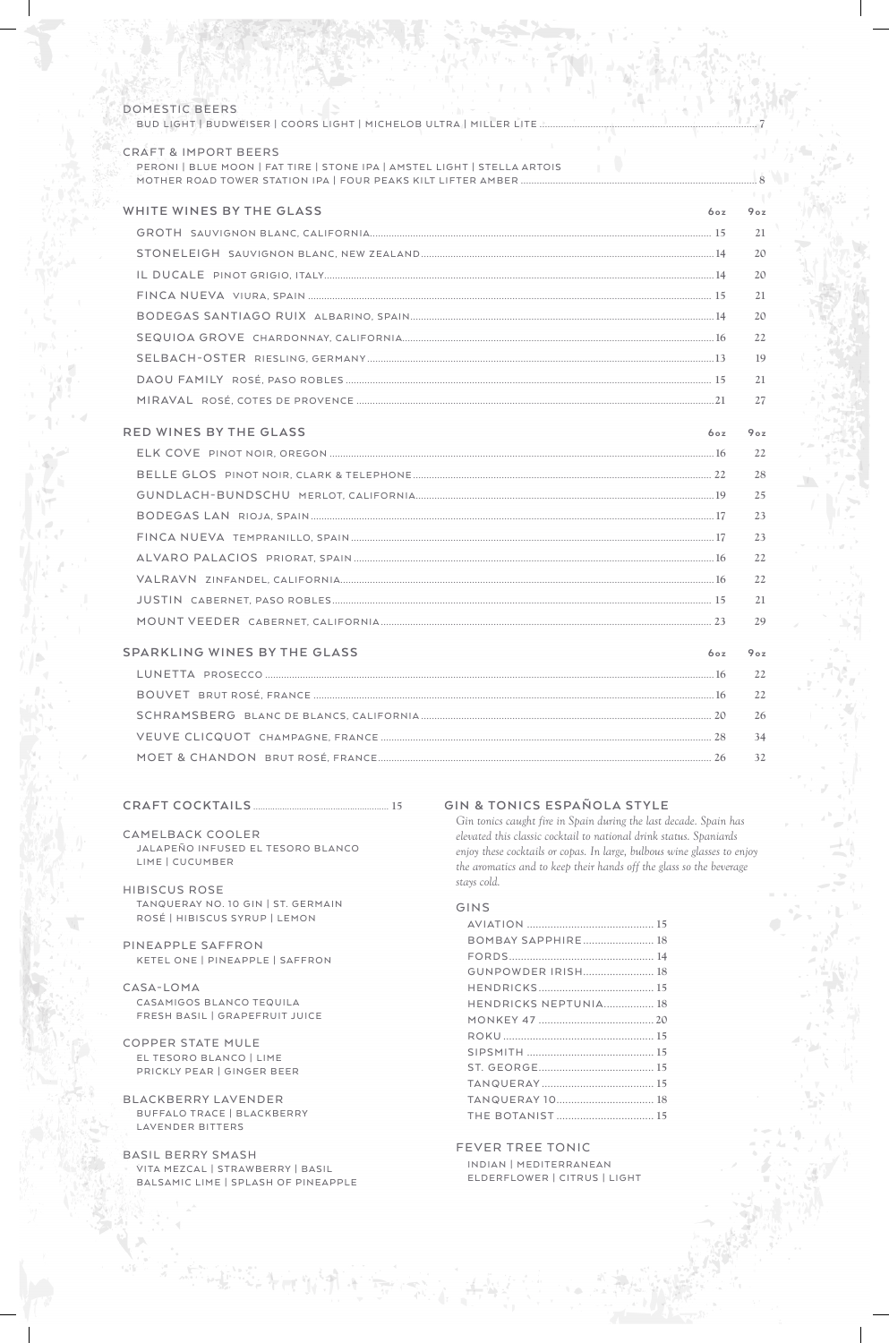## DOMESTIC BEERS

BUD LIGHT | BUDWEISER | COORS LIGHT | MICHELOB ULTRA | MILLER LITE ........ 7

## CRAFT & IMPORT BEERS

PERONI | BLUE MOON | FAT TIRE | STONE IPA | AMSTEL LIGHT | STELLA ARTOIS
MOTHER ROAD TOWER STATION IPA | FOUR PEAKS KILT LIFTER AMBER ........ 8

## WHITE WINES BY THE GLASS

| | 6oz | 9oz |
|---|---|---|
| GROTH SAUVIGNON BLANC, CALIFORNIA | 15 | 21 |
| STONELEIGH SAUVIGNON BLANC, NEW ZEALAND | 14 | 20 |
| IL DUCALE PINOT GRIGIO, ITALY | 14 | 20 |
| FINCA NUEVA VIURA, SPAIN | 15 | 21 |
| BODEGAS SANTIAGO RUIX ALBARINO, SPAIN | 14 | 20 |
| SEQUIOA GROVE CHARDONNAY, CALIFORNIA | 16 | 22 |
| SELBACH-OSTER RIESLING, GERMANY | 13 | 19 |
| DAOU FAMILY ROSÉ, PASO ROBLES | 15 | 21 |
| MIRAVAL ROSÉ, COTES DE PROVENCE | 21 | 27 |

## RED WINES BY THE GLASS

| | 6oz | 9oz |
|---|---|---|
| ELK COVE PINOT NOIR, OREGON | 16 | 22 |
| BELLE GLOS PINOT NOIR, CLARK & TELEPHONE | 22 | 28 |
| GUNDLACH-BUNDSCHU MERLOT, CALIFORNIA | 19 | 25 |
| BODEGAS LAN RIOJA, SPAIN | 17 | 23 |
| FINCA NUEVA TEMPRANILLO, SPAIN | 17 | 23 |
| ALVARO PALACIOS PRIORAT, SPAIN | 16 | 22 |
| VALRAVN ZINFANDEL, CALIFORNIA | 16 | 22 |
| JUSTIN CABERNET, PASO ROBLES | 15 | 21 |
| MOUNT VEEDER CABERNET, CALIFORNIA | 23 | 29 |

## SPARKLING WINES BY THE GLASS

| | 6oz | 9oz |
|---|---|---|
| LUNETTA PROSECCO | 16 | 22 |
| BOUVET BRUT ROSÉ, FRANCE | 16 | 22 |
| SCHRAMSBERG BLANC DE BLANCS, CALIFORNIA | 20 | 26 |
| VEUVE CLICQUOT CHAMPAGNE, FRANCE | 28 | 34 |
| MOET & CHANDON BRUT ROSÉ, FRANCE | 26 | 32 |

## CRAFT COCKTAILS ........ 15

**CAMELBACK COOLER**
JALAPEÑO INFUSED EL TESORO BLANCO
LIME | CUCUMBER

**HIBISCUS ROSE**
TANQUERAY NO. 10 GIN | ST. GERMAIN
ROSÉ | HIBISCUS SYRUP | LEMON

**PINEAPPLE SAFFRON**
KETEL ONE | PINEAPPLE | SAFFRON

**CASA-LOMA**
CASAMIGOS BLANCO TEQUILA
FRESH BASIL | GRAPEFRUIT JUICE

**COPPER STATE MULE**
EL TESORO BLANCO | LIME
PRICKLY PEAR | GINGER BEER

**BLACKBERRY LAVENDER**
BUFFALO TRACE | BLACKBERRY
LAVENDER BITTERS

**BASIL BERRY SMASH**
VITA MEZCAL | STRAWBERRY | BASIL
BALSAMIC LIME | SPLASH OF PINEAPPLE

## GIN & TONICS ESPAÑOLA STYLE

*Gin tonics caught fire in Spain during the last decade. Spain has elevated this classic cocktail to national drink status. Spaniards enjoy these cocktails or copas. In large, bulbous wine glasses to enjoy the aromatics and to keep their hands off the glass so the beverage stays cold.*

### GINS

| | |
|---|---|
| AVIATION | 15 |
| BOMBAY SAPPHIRE | 18 |
| FORDS | 14 |
| GUNPOWDER IRISH | 18 |
| HENDRICKS | 15 |
| HENDRICKS NEPTUNIA | 18 |
| MONKEY 47 | 20 |
| ROKU | 15 |
| SIPSMITH | 15 |
| ST. GEORGE | 15 |
| TANQUERAY | 15 |
| TANQUERAY 10 | 18 |
| THE BOTANIST | 15 |

### FEVER TREE TONIC

INDIAN | MEDITERRANEAN
ELDERFLOWER | CITRUS | LIGHT